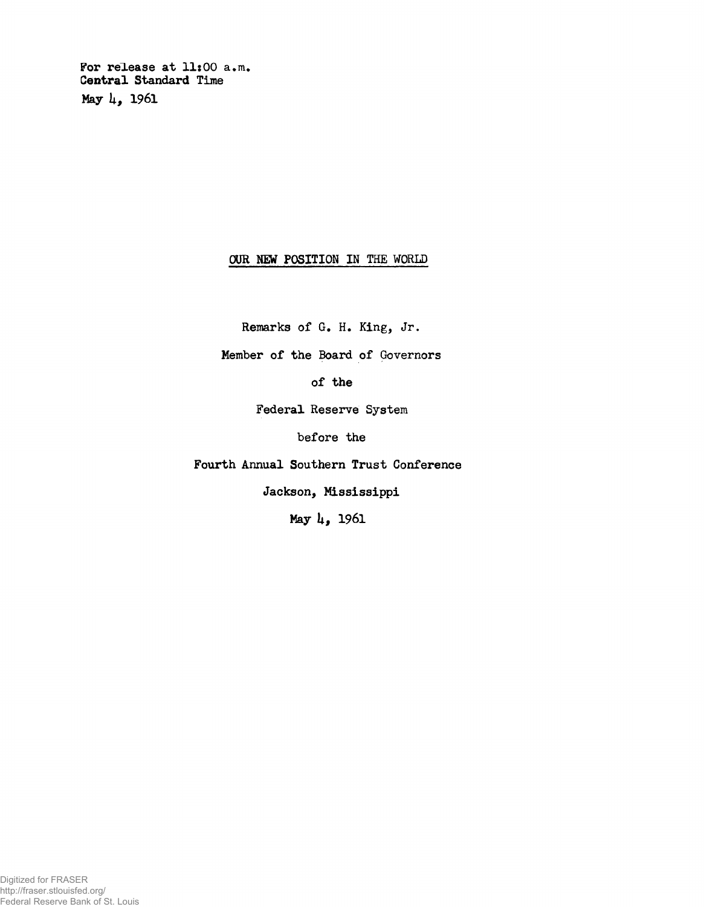For release at 11:00 a.m.
Central Standard Time
May 4, 1961

# OUR NEW POSITION IN THE WORLD

Remarks of G. H. King, Jr.

Member of the Board of Governors

of the

Federal Reserve System

before the

Fourth Annual Southern Trust Conference

Jackson, Mississippi

May 4, 1961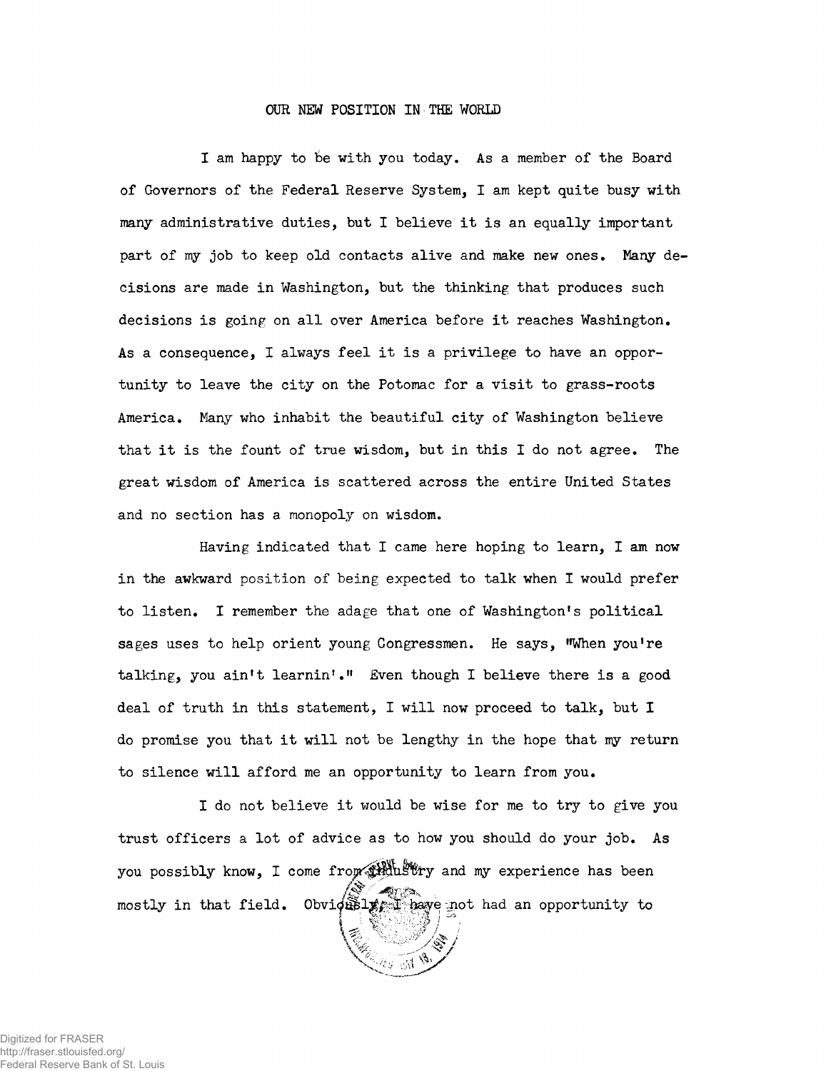# OUR NEW POSITION IN THE WORLD

I am happy to be with you today. As a member of the Board of Governors of the Federal Reserve System, I am kept quite busy with many administrative duties, but I believe it is an equally important part of my job to keep old contacts alive and make new ones. Many decisions are made in Washington, but the thinking that produces such decisions is going on all over America before it reaches Washington. As a consequence, I always feel it is a privilege to have an opportunity to leave the city on the Potomac for a visit to grass-roots America. Many who inhabit the beautiful city of Washington believe that it is the fount of true wisdom, but in this I do not agree. The great wisdom of America is scattered across the entire United States and no section has a monopoly on wisdom.

Having indicated that I came here hoping to learn, I am now in the awkward position of being expected to talk when I would prefer to listen. I remember the adage that one of Washington's political sages uses to help orient young Congressmen. He says, "When you're talking, you ain't learnin'." Even though I believe there is a good deal of truth in this statement, I will now proceed to talk, but I do promise you that it will not be lengthy in the hope that my return to silence will afford me an opportunity to learn from you.

I do not believe it would be wise for me to try to give you trust officers a lot of advice as to how you should do your job. As you possibly know, I come from industry and my experience has been mostly in that field. Obviously, I have not had an opportunity to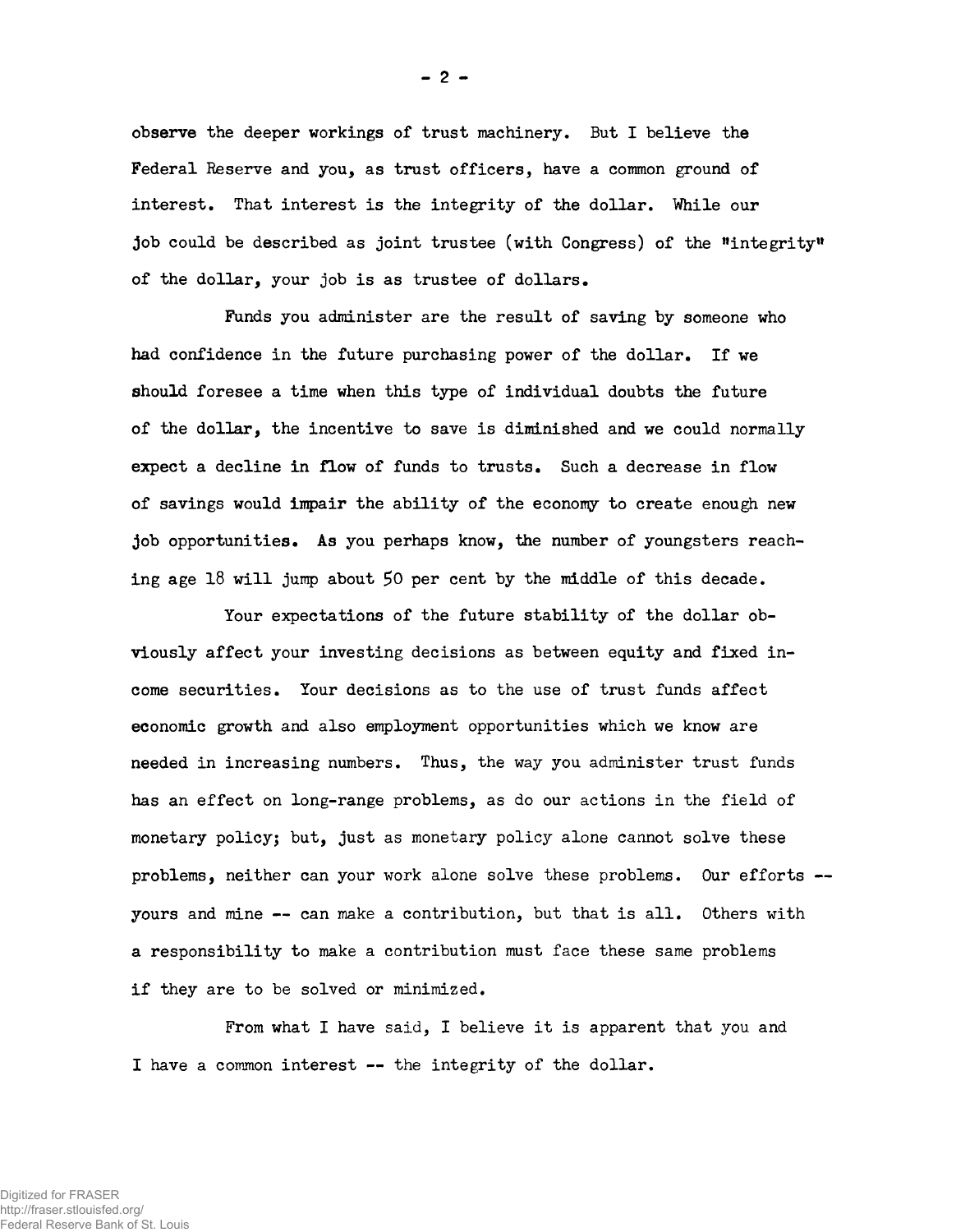observe the deeper workings of trust machinery. But I believe the Federal Reserve and you, as trust officers, have a common ground of interest. That interest is the integrity of the dollar. While our job could be described as joint trustee (with Congress) of the "integrity" of the dollar, your job is as trustee of dollars.

Funds you administer are the result of saving by someone who had confidence in the future purchasing power of the dollar. If we should foresee a time when this type of individual doubts the future of the dollar, the incentive to save is diminished and we could normally expect a decline in flow of funds to trusts. Such a decrease in flow of savings would impair the ability of the economy to create enough new job opportunities. As you perhaps know, the number of youngsters reaching age 18 will jump about 50 per cent by the middle of this decade.

Your expectations of the future stability of the dollar obviously affect your investing decisions as between equity and fixed income securities. Your decisions as to the use of trust funds affect economic growth and also employment opportunities which we know are needed in increasing numbers. Thus, the way you administer trust funds has an effect on long-range problems, as do our actions in the field of monetary policy; but, just as monetary policy alone cannot solve these problems, neither can your work alone solve these problems. Our efforts -- yours and mine -- can make a contribution, but that is all. Others with a responsibility to make a contribution must face these same problems if they are to be solved or minimized.

From what I have said, I believe it is apparent that you and I have a common interest -- the integrity of the dollar.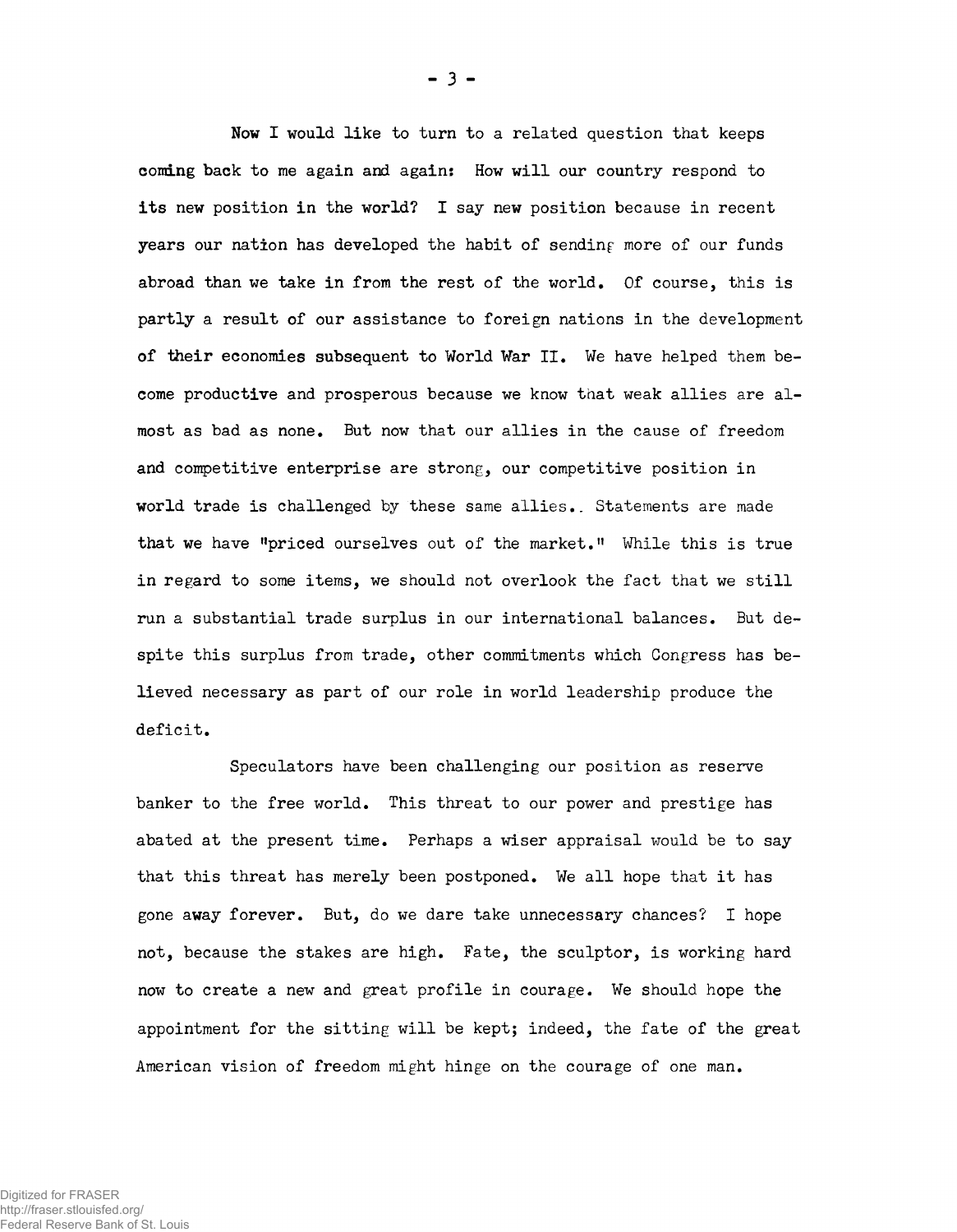Now I would like to turn to a related question that keeps coming back to me again and again: How will our country respond to its new position in the world? I say new position because in recent years our nation has developed the habit of sending more of our funds abroad than we take in from the rest of the world. Of course, this is partly a result of our assistance to foreign nations in the development of their economies subsequent to World War II. We have helped them become productive and prosperous because we know that weak allies are almost as bad as none. But now that our allies in the cause of freedom and competitive enterprise are strong, our competitive position in world trade is challenged by these same allies. Statements are made that we have "priced ourselves out of the market." While this is true in regard to some items, we should not overlook the fact that we still run a substantial trade surplus in our international balances. But despite this surplus from trade, other commitments which Congress has believed necessary as part of our role in world leadership produce the deficit.

Speculators have been challenging our position as reserve banker to the free world. This threat to our power and prestige has abated at the present time. Perhaps a wiser appraisal would be to say that this threat has merely been postponed. We all hope that it has gone away forever. But, do we dare take unnecessary chances? I hope not, because the stakes are high. Fate, the sculptor, is working hard now to create a new and great profile in courage. We should hope the appointment for the sitting will be kept; indeed, the fate of the great American vision of freedom might hinge on the courage of one man.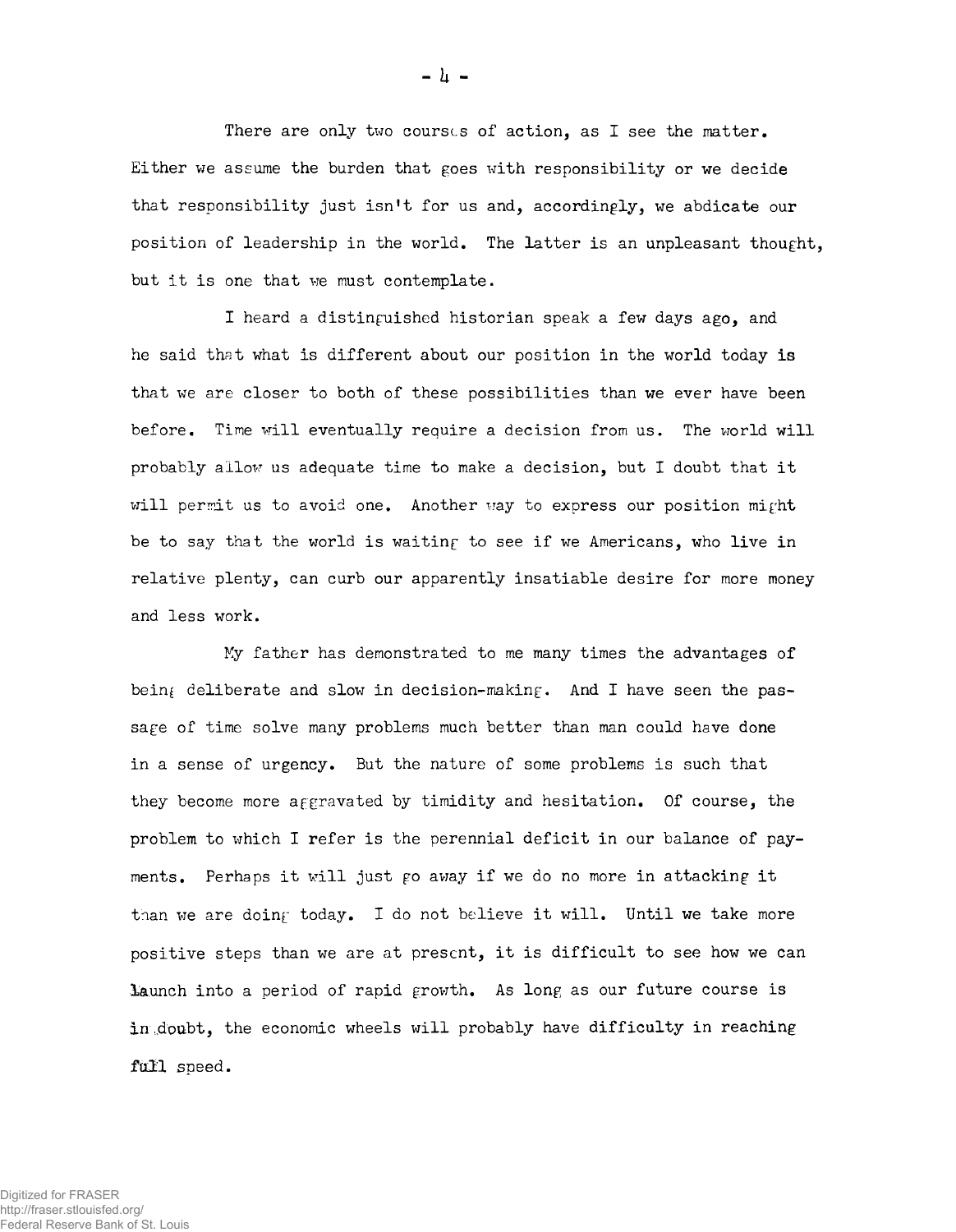There are only two courses of action, as I see the matter. Either we assume the burden that goes with responsibility or we decide that responsibility just isn't for us and, accordingly, we abdicate our position of leadership in the world. The latter is an unpleasant thought, but it is one that we must contemplate.

I heard a distinguished historian speak a few days ago, and he said that what is different about our position in the world today is that we are closer to both of these possibilities than we ever have been before. Time will eventually require a decision from us. The world will probably allow us adequate time to make a decision, but I doubt that it will permit us to avoid one. Another way to express our position might be to say that the world is waiting to see if we Americans, who live in relative plenty, can curb our apparently insatiable desire for more money and less work.

My father has demonstrated to me many times the advantages of being deliberate and slow in decision-making. And I have seen the passage of time solve many problems much better than man could have done in a sense of urgency. But the nature of some problems is such that they become more aggravated by timidity and hesitation. Of course, the problem to which I refer is the perennial deficit in our balance of payments. Perhaps it will just go away if we do no more in attacking it than we are doing today. I do not believe it will. Until we take more positive steps than we are at present, it is difficult to see how we can launch into a period of rapid growth. As long as our future course is in doubt, the economic wheels will probably have difficulty in reaching full speed.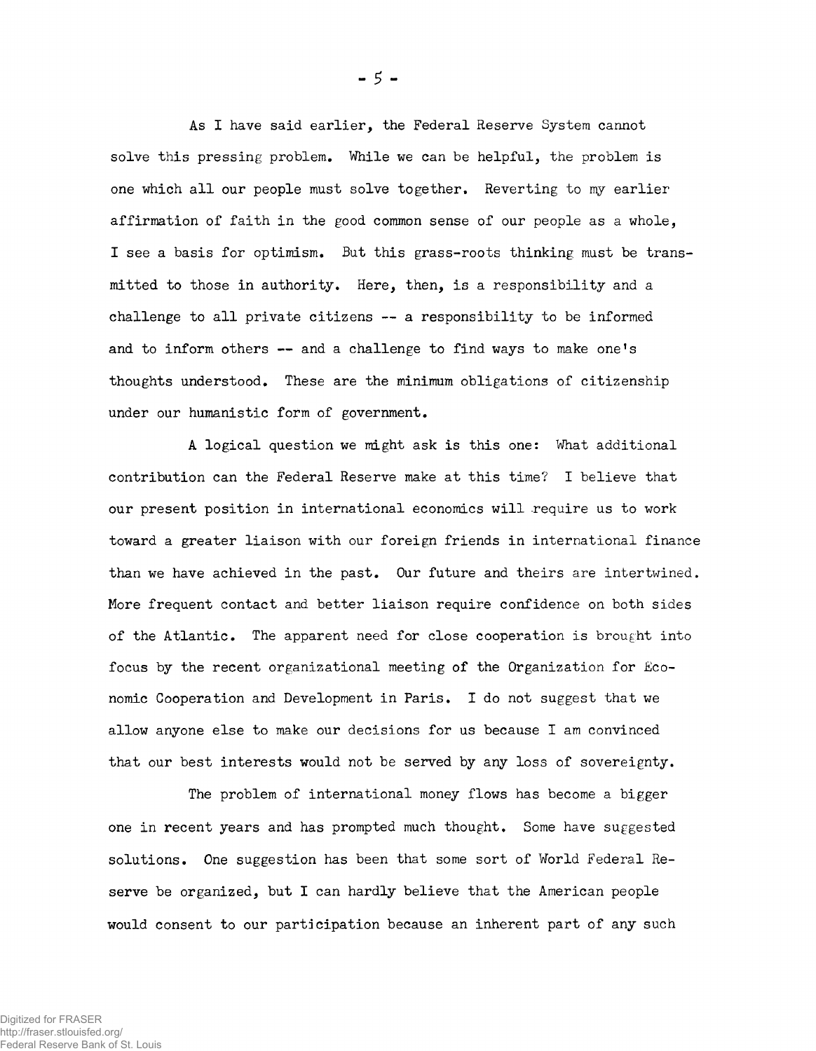As I have said earlier, the Federal Reserve System cannot solve this pressing problem. While we can be helpful, the problem is one which all our people must solve together. Reverting to my earlier affirmation of faith in the good common sense of our people as a whole, I see a basis for optimism. But this grass-roots thinking must be transmitted to those in authority. Here, then, is a responsibility and a challenge to all private citizens -- a responsibility to be informed and to inform others -- and a challenge to find ways to make one's thoughts understood. These are the minimum obligations of citizenship under our humanistic form of government.

A logical question we might ask is this one: What additional contribution can the Federal Reserve make at this time? I believe that our present position in international economics will require us to work toward a greater liaison with our foreign friends in international finance than we have achieved in the past. Our future and theirs are intertwined. More frequent contact and better liaison require confidence on both sides of the Atlantic. The apparent need for close cooperation is brought into focus by the recent organizational meeting of the Organization for Economic Cooperation and Development in Paris. I do not suggest that we allow anyone else to make our decisions for us because I am convinced that our best interests would not be served by any loss of sovereignty.

The problem of international money flows has become a bigger one in recent years and has prompted much thought. Some have suggested solutions. One suggestion has been that some sort of World Federal Reserve be organized, but I can hardly believe that the American people would consent to our participation because an inherent part of any such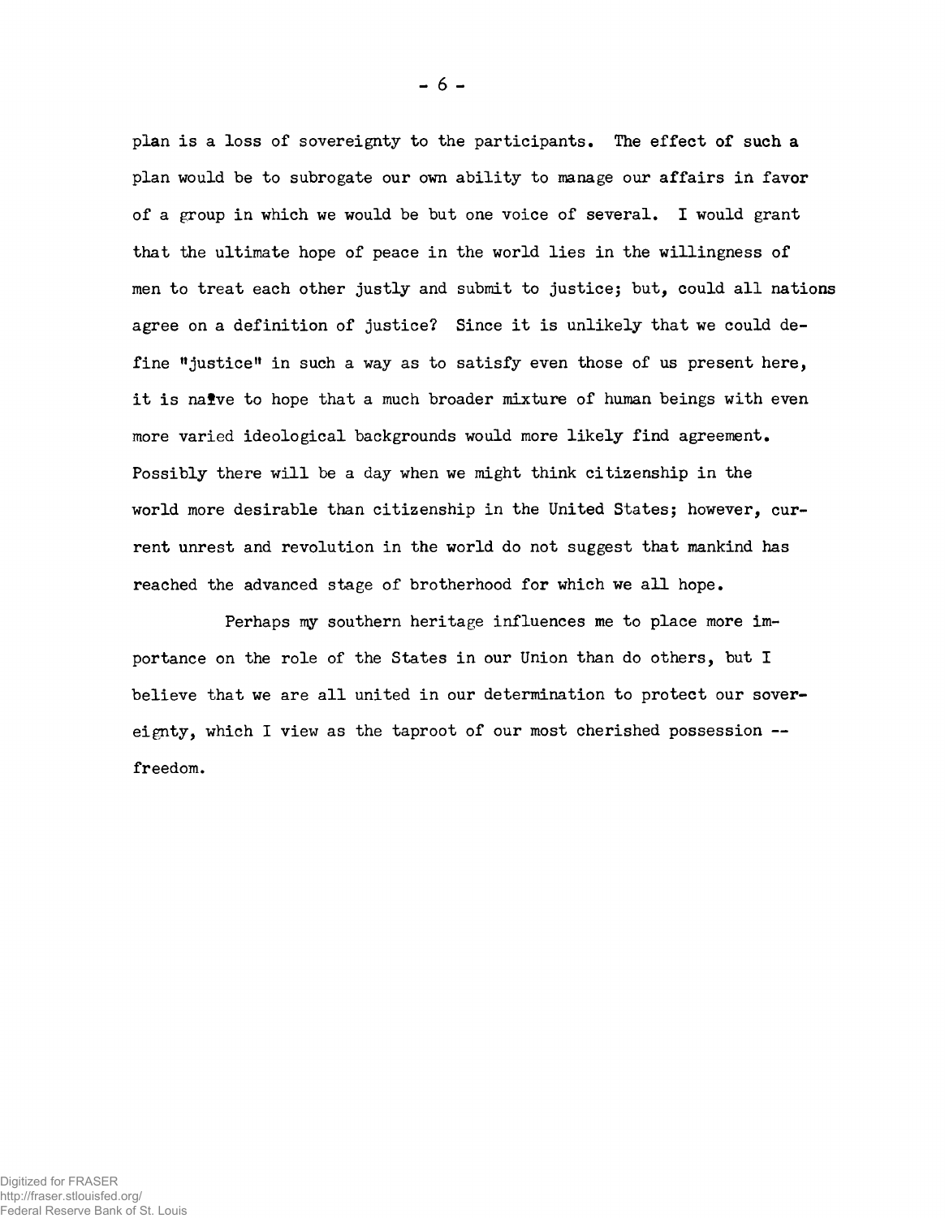plan is a loss of sovereignty to the participants. The effect of such a plan would be to subrogate our own ability to manage our affairs in favor of a group in which we would be but one voice of several. I would grant that the ultimate hope of peace in the world lies in the willingness of men to treat each other justly and submit to justice; but, could all nations agree on a definition of justice? Since it is unlikely that we could define "justice" in such a way as to satisfy even those of us present here, it is naïve to hope that a much broader mixture of human beings with even more varied ideological backgrounds would more likely find agreement. Possibly there will be a day when we might think citizenship in the world more desirable than citizenship in the United States; however, current unrest and revolution in the world do not suggest that mankind has reached the advanced stage of brotherhood for which we all hope.

Perhaps my southern heritage influences me to place more importance on the role of the States in our Union than do others, but I believe that we are all united in our determination to protect our sovereignty, which I view as the taproot of our most cherished possession -- freedom.